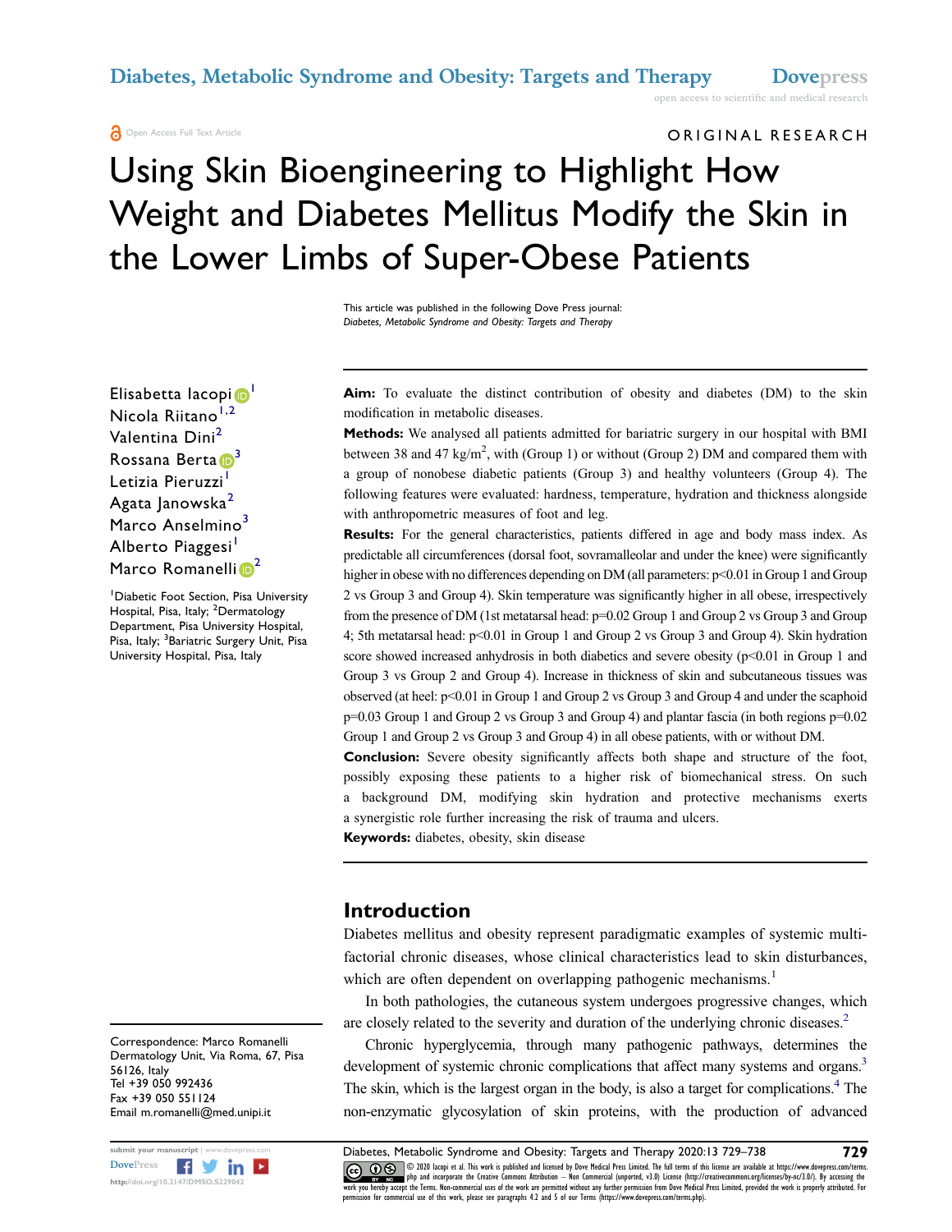ORIGINAL RESEARCH

# Using Skin Bioengineering to Highlight How Weight and Diabetes Mellitus Modify the Skin in the Lower Limbs of Super-Obese Patients

This article was published in the following Dove Press journal:
*Diabetes, Metabolic Syndrome and Obesity: Targets and Therapy*

Elisabetta Iacopi[1]
Nicola Riitano[1,2]
Valentina Dini[2]
Rossana Berta[3]
Letizia Pieruzzi[1]
Agata Janowska[2]
Marco Anselmino[3]
Alberto Piaggesi[1]
Marco Romanelli[2]

[1]Diabetic Foot Section, Pisa University Hospital, Pisa, Italy; [2]Dermatology Department, Pisa University Hospital, Pisa, Italy; [3]Bariatric Surgery Unit, Pisa University Hospital, Pisa, Italy

**Aim:** To evaluate the distinct contribution of obesity and diabetes (DM) to the skin modification in metabolic diseases.

**Methods:** We analysed all patients admitted for bariatric surgery in our hospital with BMI between 38 and 47 kg/m$^2$, with (Group 1) or without (Group 2) DM and compared them with a group of nonobese diabetic patients (Group 3) and healthy volunteers (Group 4). The following features were evaluated: hardness, temperature, hydration and thickness alongside with anthropometric measures of foot and leg.

**Results:** For the general characteristics, patients differed in age and body mass index. As predictable all circumferences (dorsal foot, sovramalleolar and under the knee) were significantly higher in obese with no differences depending on DM (all parameters: $p<0.01$ in Group 1 and Group 2 vs Group 3 and Group 4). Skin temperature was significantly higher in all obese, irrespectively from the presence of DM (1st metatarsal head: $p=0.02$ Group 1 and Group 2 vs Group 3 and Group 4; 5th metatarsal head: $p<0.01$ in Group 1 and Group 2 vs Group 3 and Group 4). Skin hydration score showed increased anhydrosis in both diabetics and severe obesity ($p<0.01$ in Group 1 and Group 3 vs Group 2 and Group 4). Increase in thickness of skin and subcutaneous tissues was observed (at heel: $p<0.01$ in Group 1 and Group 2 vs Group 3 and Group 4 and under the scaphoid $p=0.03$ Group 1 and Group 2 vs Group 3 and Group 4) and plantar fascia (in both regions $p=0.02$ Group 1 and Group 2 vs Group 3 and Group 4) in all obese patients, with or without DM.

**Conclusion:** Severe obesity significantly affects both shape and structure of the foot, possibly exposing these patients to a higher risk of biomechanical stress. On such a background DM, modifying skin hydration and protective mechanisms exerts a synergistic role further increasing the risk of trauma and ulcers.

**Keywords:** diabetes, obesity, skin disease

## Introduction

Diabetes mellitus and obesity represent paradigmatic examples of systemic multifactorial chronic diseases, whose clinical characteristics lead to skin disturbances, which are often dependent on overlapping pathogenic mechanisms.[1]

In both pathologies, the cutaneous system undergoes progressive changes, which are closely related to the severity and duration of the underlying chronic diseases.[2]

Chronic hyperglycemia, through many pathogenic pathways, determines the development of systemic chronic complications that affect many systems and organs.[3] The skin, which is the largest organ in the body, is also a target for complications.[4] The non-enzymatic glycosylation of skin proteins, with the production of advanced

Correspondence: Marco Romanelli
Dermatology Unit, Via Roma, 67, Pisa 56126, Italy
Tel +39 050 992436
Fax +39 050 551124
Email m.romanelli@med.unipi.it

© 2020 Iacopi et al. This work is published and licensed by Dove Medical Press Limited. The full terms of this license are available at https://www.dovepress.com/terms.php and incorporate the Creative Commons Attribution – Non Commercial (unported, v3.0) License (http://creativecommons.org/licenses/by-nc/3.0/). By accessing the work you hereby accept the Terms. Non-commercial uses of the work are permitted without any further permission from Dove Medical Press Limited, provided the work is properly attributed. For permission for commercial use of this work, please see paragraphs 4.2 and 5 of our Terms (https://www.dovepress.com/terms.php).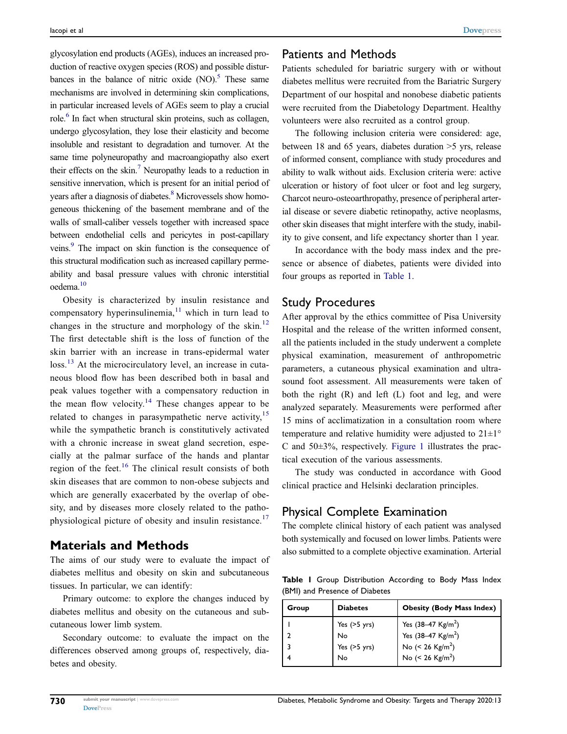glycosylation end products (AGEs), induces an increased production of reactive oxygen species (ROS) and possible disturbances in the balance of nitric oxide (NO).[5] These same mechanisms are involved in determining skin complications, in particular increased levels of AGEs seem to play a crucial role.[6] In fact when structural skin proteins, such as collagen, undergo glycosylation, they lose their elasticity and become insoluble and resistant to degradation and turnover. At the same time polyneuropathy and macroangiopathy also exert their effects on the skin.[7] Neuropathy leads to a reduction in sensitive innervation, which is present for an initial period of years after a diagnosis of diabetes.[8] Microvessels show homogeneous thickening of the basement membrane and of the walls of small-caliber vessels together with increased space between endothelial cells and pericytes in post-capillary veins.[9] The impact on skin function is the consequence of this structural modification such as increased capillary permeability and basal pressure values with chronic interstitial oedema.[10]

Obesity is characterized by insulin resistance and compensatory hyperinsulinemia,[11] which in turn lead to changes in the structure and morphology of the skin.[12] The first detectable shift is the loss of function of the skin barrier with an increase in trans-epidermal water loss.[13] At the microcirculatory level, an increase in cutaneous blood flow has been described both in basal and peak values together with a compensatory reduction in the mean flow velocity.[14] These changes appear to be related to changes in parasympathetic nerve activity,[15] while the sympathetic branch is constitutively activated with a chronic increase in sweat gland secretion, especially at the palmar surface of the hands and plantar region of the feet.[16] The clinical result consists of both skin diseases that are common to non-obese subjects and which are generally exacerbated by the overlap of obesity, and by diseases more closely related to the pathophysiological picture of obesity and insulin resistance.[17]

## Materials and Methods

The aims of our study were to evaluate the impact of diabetes mellitus and obesity on skin and subcutaneous tissues. In particular, we can identify:

Primary outcome: to explore the changes induced by diabetes mellitus and obesity on the cutaneous and subcutaneous lower limb system.

Secondary outcome: to evaluate the impact on the differences observed among groups of, respectively, diabetes and obesity.

## Patients and Methods

Patients scheduled for bariatric surgery with or without diabetes mellitus were recruited from the Bariatric Surgery Department of our hospital and nonobese diabetic patients were recruited from the Diabetology Department. Healthy volunteers were also recruited as a control group.

The following inclusion criteria were considered: age, between 18 and 65 years, diabetes duration >5 yrs, release of informed consent, compliance with study procedures and ability to walk without aids. Exclusion criteria were: active ulceration or history of foot ulcer or foot and leg surgery, Charcot neuro-osteoarthropathy, presence of peripheral arterial disease or severe diabetic retinopathy, active neoplasms, other skin diseases that might interfere with the study, inability to give consent, and life expectancy shorter than 1 year.

In accordance with the body mass index and the presence or absence of diabetes, patients were divided into four groups as reported in Table 1.

## Study Procedures

After approval by the ethics committee of Pisa University Hospital and the release of the written informed consent, all the patients included in the study underwent a complete physical examination, measurement of anthropometric parameters, a cutaneous physical examination and ultrasound foot assessment. All measurements were taken of both the right (R) and left (L) foot and leg, and were analyzed separately. Measurements were performed after 15 mins of acclimatization in a consultation room where temperature and relative humidity were adjusted to 21±1°C and 50±3%, respectively. Figure 1 illustrates the practical execution of the various assessments.

The study was conducted in accordance with Good clinical practice and Helsinki declaration principles.

## Physical Complete Examination

The complete clinical history of each patient was analysed both systemically and focused on lower limbs. Patients were also submitted to a complete objective examination. Arterial

**Table 1** Group Distribution According to Body Mass Index (BMI) and Presence of Diabetes

| Group | Diabetes | Obesity (Body Mass Index) |
|---|---|---|
| 1 | Yes (>5 yrs) | Yes (38–47 Kg/m$^2$) |
| 2 | No | Yes (38–47 Kg/m$^2$) |
| 3 | Yes (>5 yrs) | No (< 26 Kg/m$^2$) |
| 4 | No | No (< 26 Kg/m$^2$) |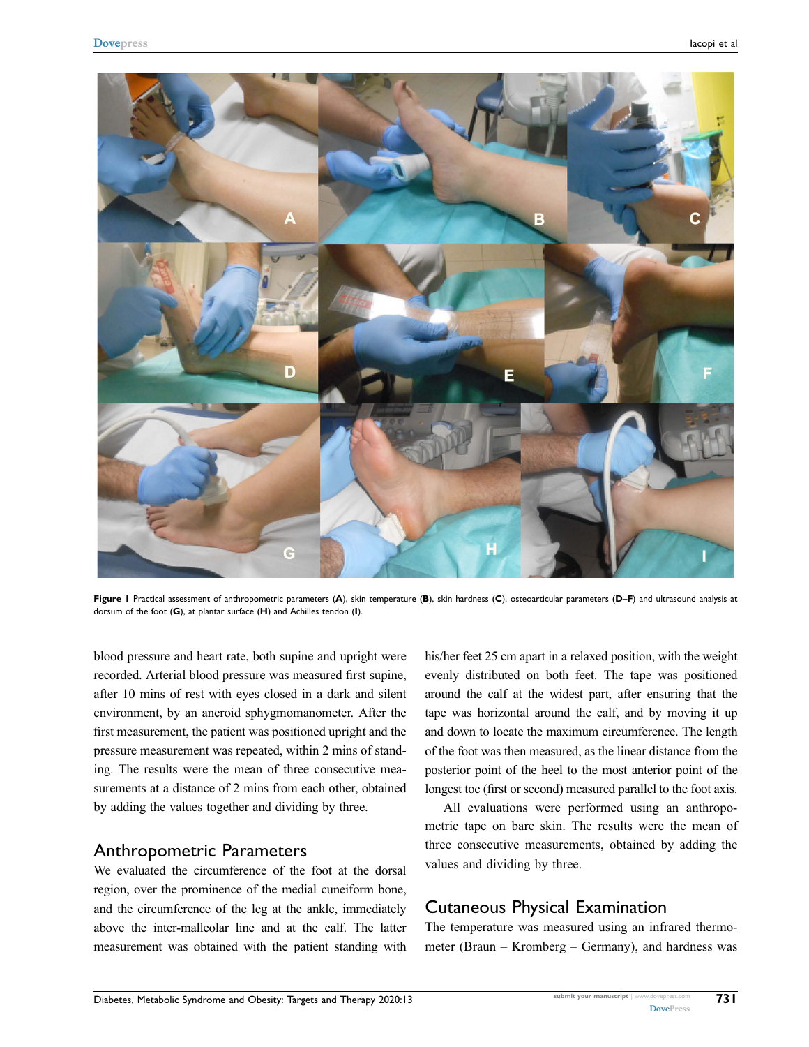**Figure 1** Practical assessment of anthropometric parameters (**A**), skin temperature (**B**), skin hardness (**C**), osteoarticular parameters (**D–F**) and ultrasound analysis at dorsum of the foot (**G**), at plantar surface (**H**) and Achilles tendon (**I**).

blood pressure and heart rate, both supine and upright were recorded. Arterial blood pressure was measured first supine, after 10 mins of rest with eyes closed in a dark and silent environment, by an aneroid sphygmomanometer. After the first measurement, the patient was positioned upright and the pressure measurement was repeated, within 2 mins of standing. The results were the mean of three consecutive measurements at a distance of 2 mins from each other, obtained by adding the values together and dividing by three.

## Anthropometric Parameters

We evaluated the circumference of the foot at the dorsal region, over the prominence of the medial cuneiform bone, and the circumference of the leg at the ankle, immediately above the inter-malleolar line and at the calf. The latter measurement was obtained with the patient standing with his/her feet 25 cm apart in a relaxed position, with the weight evenly distributed on both feet. The tape was positioned around the calf at the widest part, after ensuring that the tape was horizontal around the calf, and by moving it up and down to locate the maximum circumference. The length of the foot was then measured, as the linear distance from the posterior point of the heel to the most anterior point of the longest toe (first or second) measured parallel to the foot axis.

All evaluations were performed using an anthropometric tape on bare skin. The results were the mean of three consecutive measurements, obtained by adding the values and dividing by three.

## Cutaneous Physical Examination

The temperature was measured using an infrared thermometer (Braun – Kromberg – Germany), and hardness was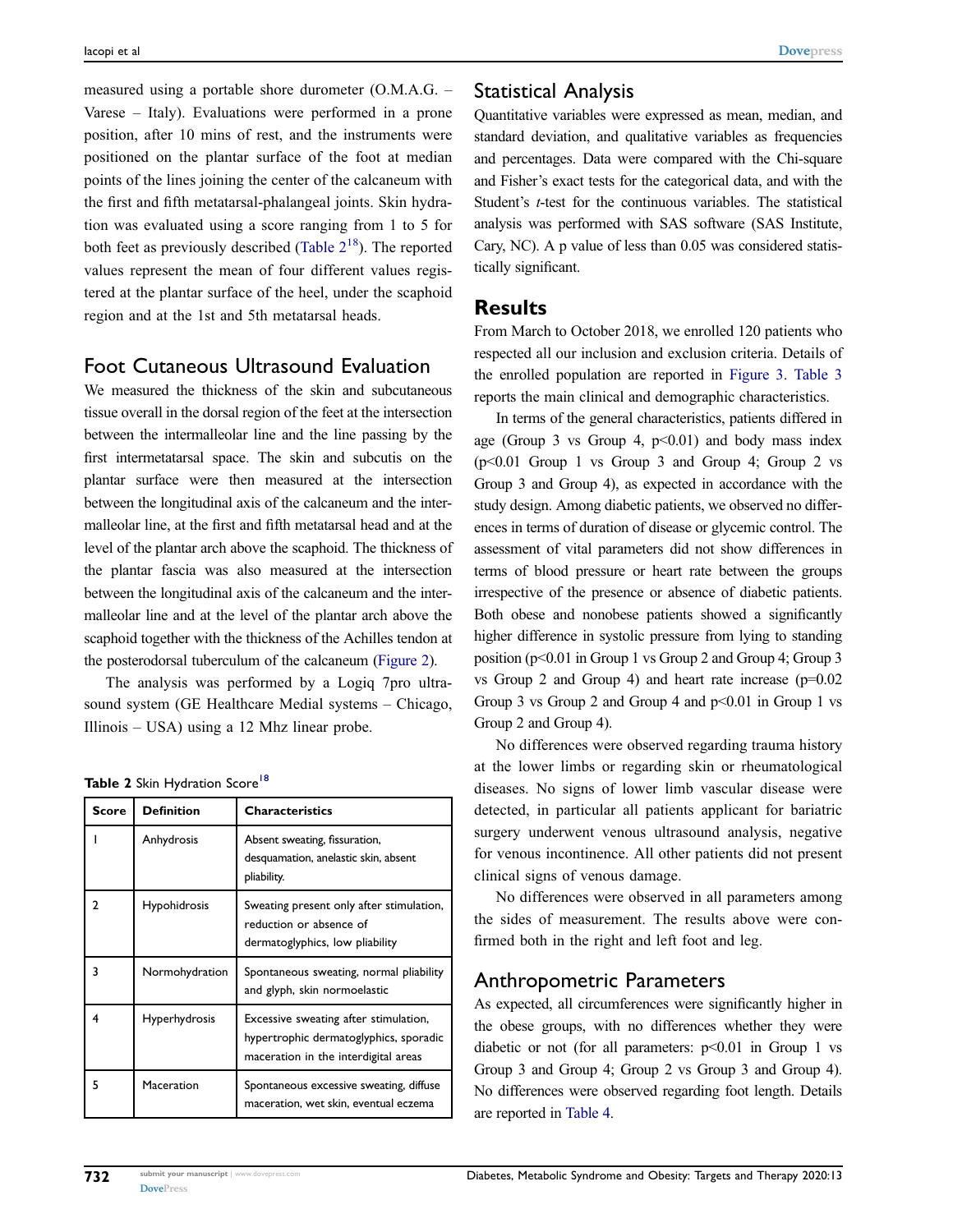measured using a portable shore durometer (O.M.A.G. – Varese – Italy). Evaluations were performed in a prone position, after 10 mins of rest, and the instruments were positioned on the plantar surface of the foot at median points of the lines joining the center of the calcaneum with the first and fifth metatarsal-phalangeal joints. Skin hydration was evaluated using a score ranging from 1 to 5 for both feet as previously described (Table 2[18]). The reported values represent the mean of four different values registered at the plantar surface of the heel, under the scaphoid region and at the 1st and 5th metatarsal heads.

## Foot Cutaneous Ultrasound Evaluation

We measured the thickness of the skin and subcutaneous tissue overall in the dorsal region of the feet at the intersection between the intermalleolar line and the line passing by the first intermetatarsal space. The skin and subcutis on the plantar surface were then measured at the intersection between the longitudinal axis of the calcaneum and the intermalleolar line, at the first and fifth metatarsal head and at the level of the plantar arch above the scaphoid. The thickness of the plantar fascia was also measured at the intersection between the longitudinal axis of the calcaneum and the intermalleolar line and at the level of the plantar arch above the scaphoid together with the thickness of the Achilles tendon at the posterodorsal tuberculum of the calcaneum (Figure 2).

The analysis was performed by a Logiq 7pro ultrasound system (GE Healthcare Medial systems – Chicago, Illinois – USA) using a 12 Mhz linear probe.

**Table 2** Skin Hydration Score[18]

| Score | Definition | Characteristics |
|---|---|---|
| 1 | Anhydrosis | Absent sweating, fissuration, desquamation, anelastic skin, absent pliability. |
| 2 | Hypohidrosis | Sweating present only after stimulation, reduction or absence of dermatoglyphics, low pliability |
| 3 | Normohydration | Spontaneous sweating, normal pliability and glyph, skin normoelastic |
| 4 | Hyperhydrosis | Excessive sweating after stimulation, hypertrophic dermatoglyphics, sporadic maceration in the interdigital areas |
| 5 | Maceration | Spontaneous excessive sweating, diffuse maceration, wet skin, eventual eczema |

## Statistical Analysis

Quantitative variables were expressed as mean, median, and standard deviation, and qualitative variables as frequencies and percentages. Data were compared with the Chi-square and Fisher's exact tests for the categorical data, and with the Student's *t*-test for the continuous variables. The statistical analysis was performed with SAS software (SAS Institute, Cary, NC). A p value of less than 0.05 was considered statistically significant.

# Results

From March to October 2018, we enrolled 120 patients who respected all our inclusion and exclusion criteria. Details of the enrolled population are reported in Figure 3. Table 3 reports the main clinical and demographic characteristics.

In terms of the general characteristics, patients differed in age (Group 3 vs Group 4, $p<0.01$) and body mass index ($p<0.01$ Group 1 vs Group 3 and Group 4; Group 2 vs Group 3 and Group 4), as expected in accordance with the study design. Among diabetic patients, we observed no differences in terms of duration of disease or glycemic control. The assessment of vital parameters did not show differences in terms of blood pressure or heart rate between the groups irrespective of the presence or absence of diabetic patients. Both obese and nonobese patients showed a significantly higher difference in systolic pressure from lying to standing position ($p<0.01$ in Group 1 vs Group 2 and Group 4; Group 3 vs Group 2 and Group 4) and heart rate increase ($p=0.02$ Group 3 vs Group 2 and Group 4 and $p<0.01$ in Group 1 vs Group 2 and Group 4).

No differences were observed regarding trauma history at the lower limbs or regarding skin or rheumatological diseases. No signs of lower limb vascular disease were detected, in particular all patients applicant for bariatric surgery underwent venous ultrasound analysis, negative for venous incontinence. All other patients did not present clinical signs of venous damage.

No differences were observed in all parameters among the sides of measurement. The results above were confirmed both in the right and left foot and leg.

## Anthropometric Parameters

As expected, all circumferences were significantly higher in the obese groups, with no differences whether they were diabetic or not (for all parameters: $p<0.01$ in Group 1 vs Group 3 and Group 4; Group 2 vs Group 3 and Group 4). No differences were observed regarding foot length. Details are reported in Table 4.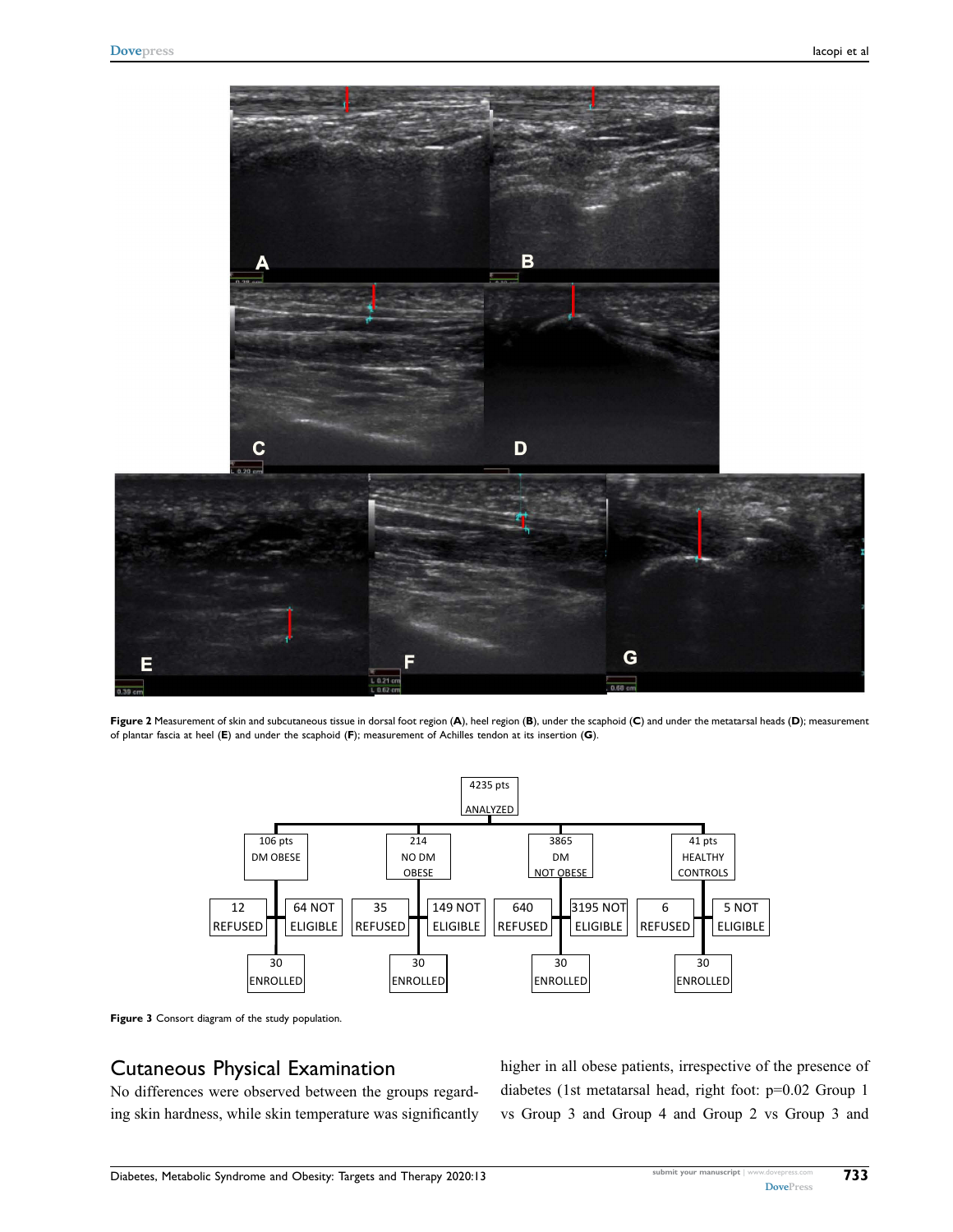**Figure 2** Measurement of skin and subcutaneous tissue in dorsal foot region (**A**), heel region (**B**), under the scaphoid (**C**) and under the metatarsal heads (**D**); measurement of plantar fascia at heel (**E**) and under the scaphoid (**F**); measurement of Achilles tendon at its insertion (**G**).

**Figure 3** Consort diagram of the study population.

## Cutaneous Physical Examination

No differences were observed between the groups regarding skin hardness, while skin temperature was significantly higher in all obese patients, irrespective of the presence of diabetes (1st metatarsal head, right foot: p=0.02 Group 1 vs Group 3 and Group 4 and Group 2 vs Group 3 and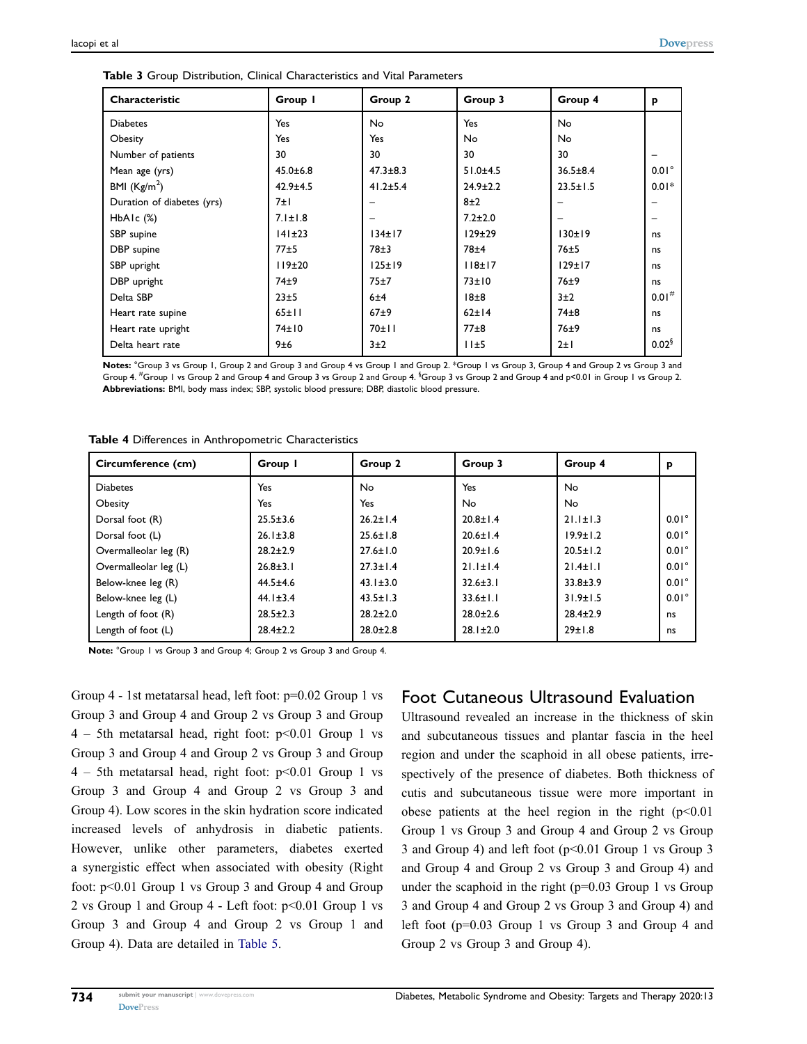**Table 3** Group Distribution, Clinical Characteristics and Vital Parameters

| Characteristic | Group 1 | Group 2 | Group 3 | Group 4 | p |
|---|---|---|---|---|---|
| Diabetes | Yes | No | Yes | No | |
| Obesity | Yes | Yes | No | No | |
| Number of patients | 30 | 30 | 30 | 30 | – |
| Mean age (yrs) | 45.0±6.8 | 47.3±8.3 | 51.0±4.5 | 36.5±8.4 | 0.01° |
| BMI (Kg/m$^2$) | 42.9±4.5 | 41.2±5.4 | 24.9±2.2 | 23.5±1.5 | 0.01* |
| Duration of diabetes (yrs) | 7±1 | – | 8±2 | – | – |
| HbA1c (%) | 7.1±1.8 | – | 7.2±2.0 | – | – |
| SBP supine | 141±23 | 134±17 | 129±29 | 130±19 | ns |
| DBP supine | 77±5 | 78±3 | 78±4 | 76±5 | ns |
| SBP upright | 119±20 | 125±19 | 118±17 | 129±17 | ns |
| DBP upright | 74±9 | 75±7 | 73±10 | 76±9 | ns |
| Delta SBP | 23±5 | 6±4 | 18±8 | 3±2 | 0.01# |
| Heart rate supine | 65±11 | 67±9 | 62±14 | 74±8 | ns |
| Heart rate upright | 74±10 | 70±11 | 77±8 | 76±9 | ns |
| Delta heart rate | 9±6 | 3±2 | 11±5 | 2±1 | 0.02§ |

**Notes:** °Group 3 vs Group 1, Group 2 and Group 3 and Group 4 vs Group 1 and Group 2. *Group 1 vs Group 3, Group 4 and Group 2 vs Group 3 and Group 4. #Group 1 vs Group 2 and Group 4 and Group 3 vs Group 2 and Group 4. §Group 3 vs Group 2 and Group 4 and p<0.01 in Group 1 vs Group 2.
**Abbreviations:** BMI, body mass index; SBP, systolic blood pressure; DBP, diastolic blood pressure.

**Table 4** Differences in Anthropometric Characteristics

| Circumference (cm) | Group 1 | Group 2 | Group 3 | Group 4 | p |
|---|---|---|---|---|---|
| Diabetes | Yes | No | Yes | No | |
| Obesity | Yes | Yes | No | No | |
| Dorsal foot (R) | 25.5±3.6 | 26.2±1.4 | 20.8±1.4 | 21.1±1.3 | 0.01° |
| Dorsal foot (L) | 26.1±3.8 | 25.6±1.8 | 20.6±1.4 | 19.9±1.2 | 0.01° |
| Overmalleolar leg (R) | 28.2±2.9 | 27.6±1.0 | 20.9±1.6 | 20.5±1.2 | 0.01° |
| Overmalleolar leg (L) | 26.8±3.1 | 27.3±1.4 | 21.1±1.4 | 21.4±1.1 | 0.01° |
| Below-knee leg (R) | 44.5±4.6 | 43.1±3.0 | 32.6±3.1 | 33.8±3.9 | 0.01° |
| Below-knee leg (L) | 44.1±3.4 | 43.5±1.3 | 33.6±1.1 | 31.9±1.5 | 0.01° |
| Length of foot (R) | 28.5±2.3 | 28.2±2.0 | 28.0±2.6 | 28.4±2.9 | ns |
| Length of foot (L) | 28.4±2.2 | 28.0±2.8 | 28.1±2.0 | 29±1.8 | ns |

**Note:** °Group 1 vs Group 3 and Group 4; Group 2 vs Group 3 and Group 4.

Group 4 - 1st metatarsal head, left foot: p=0.02 Group 1 vs Group 3 and Group 4 and Group 2 vs Group 3 and Group 4 – 5th metatarsal head, right foot: p<0.01 Group 1 vs Group 3 and Group 4 and Group 2 vs Group 3 and Group 4 – 5th metatarsal head, right foot: p<0.01 Group 1 vs Group 3 and Group 4 and Group 2 vs Group 3 and Group 4). Low scores in the skin hydration score indicated increased levels of anhydrosis in diabetic patients. However, unlike other parameters, diabetes exerted a synergistic effect when associated with obesity (Right foot: p<0.01 Group 1 vs Group 3 and Group 4 and Group 2 vs Group 1 and Group 4 - Left foot: p<0.01 Group 1 vs Group 3 and Group 4 and Group 2 vs Group 1 and Group 4). Data are detailed in Table 5.

## Foot Cutaneous Ultrasound Evaluation

Ultrasound revealed an increase in the thickness of skin and subcutaneous tissues and plantar fascia in the heel region and under the scaphoid in all obese patients, irrespectively of the presence of diabetes. Both thickness of cutis and subcutaneous tissue were more important in obese patients at the heel region in the right (p<0.01 Group 1 vs Group 3 and Group 4 and Group 2 vs Group 3 and Group 4) and left foot (p<0.01 Group 1 vs Group 3 and Group 4 and Group 2 vs Group 3 and Group 4) and under the scaphoid in the right (p=0.03 Group 1 vs Group 3 and Group 4 and Group 2 vs Group 3 and Group 4) and left foot (p=0.03 Group 1 vs Group 3 and Group 4 and Group 2 vs Group 3 and Group 4).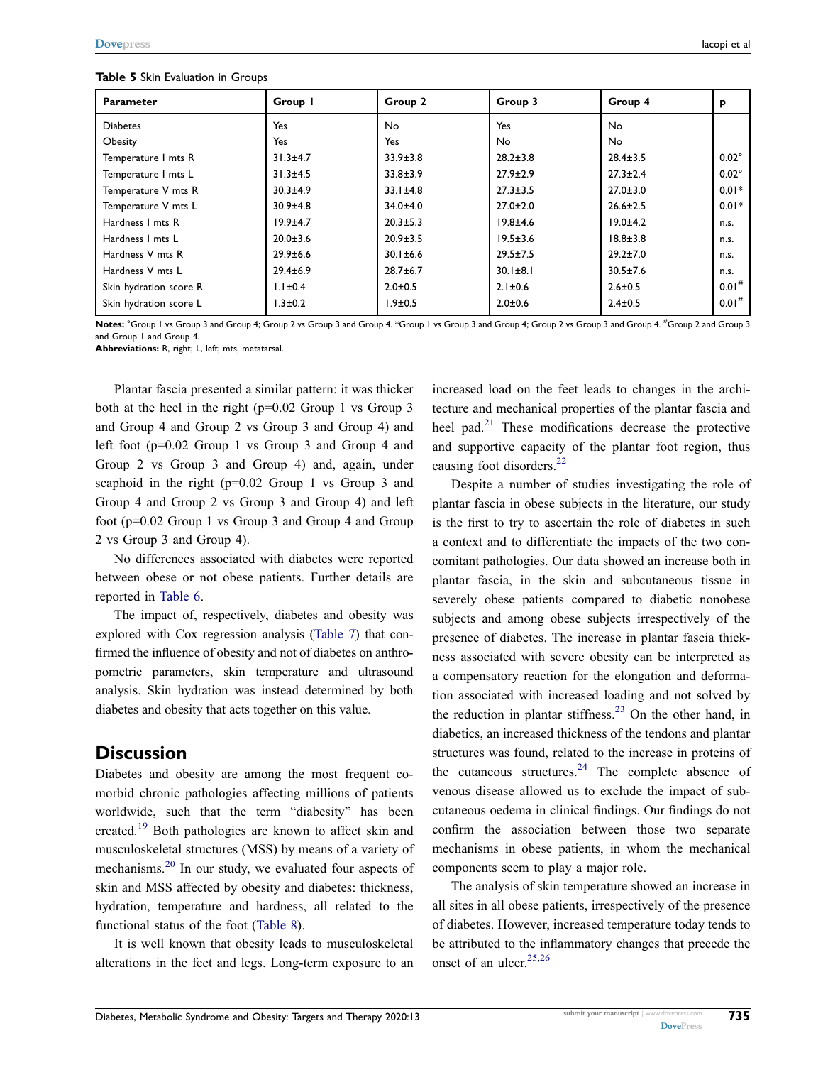**Table 5** Skin Evaluation in Groups

| Parameter | Group 1 | Group 2 | Group 3 | Group 4 | p |
|---|---|---|---|---|---|
| Diabetes | Yes | No | Yes | No | |
| Obesity | Yes | Yes | No | No | |
| Temperature I mts R | 31.3±4.7 | 33.9±3.8 | 28.2±3.8 | 28.4±3.5 | 0.02° |
| Temperature I mts L | 31.3±4.5 | 33.8±3.9 | 27.9±2.9 | 27.3±2.4 | 0.02° |
| Temperature V mts R | 30.3±4.9 | 33.1±4.8 | 27.3±3.5 | 27.0±3.0 | 0.01* |
| Temperature V mts L | 30.9±4.8 | 34.0±4.0 | 27.0±2.0 | 26.6±2.5 | 0.01* |
| Hardness I mts R | 19.9±4.7 | 20.3±5.3 | 19.8±4.6 | 19.0±4.2 | n.s. |
| Hardness I mts L | 20.0±3.6 | 20.9±3.5 | 19.5±3.6 | 18.8±3.8 | n.s. |
| Hardness V mts R | 29.9±6.6 | 30.1±6.6 | 29.5±7.5 | 29.2±7.0 | n.s. |
| Hardness V mts L | 29.4±6.9 | 28.7±6.7 | 30.1±8.1 | 30.5±7.6 | n.s. |
| Skin hydration score R | 1.1±0.4 | 2.0±0.5 | 2.1±0.6 | 2.6±0.5 | 0.01# |
| Skin hydration score L | 1.3±0.2 | 1.9±0.5 | 2.0±0.6 | 2.4±0.5 | 0.01# |

**Notes:** °Group 1 vs Group 3 and Group 4; Group 2 vs Group 3 and Group 4. *Group 1 vs Group 3 and Group 4; Group 2 vs Group 3 and Group 4. #Group 2 and Group 3 and Group 1 and Group 4.

**Abbreviations:** R, right; L, left; mts, metatarsal.

Plantar fascia presented a similar pattern: it was thicker both at the heel in the right (p=0.02 Group 1 vs Group 3 and Group 4 and Group 2 vs Group 3 and Group 4) and left foot (p=0.02 Group 1 vs Group 3 and Group 4 and Group 2 vs Group 3 and Group 4) and, again, under scaphoid in the right (p=0.02 Group 1 vs Group 3 and Group 4 and Group 2 vs Group 3 and Group 4) and left foot (p=0.02 Group 1 vs Group 3 and Group 4 and Group 2 vs Group 3 and Group 4).

No differences associated with diabetes were reported between obese or not obese patients. Further details are reported in Table 6.

The impact of, respectively, diabetes and obesity was explored with Cox regression analysis (Table 7) that confirmed the influence of obesity and not of diabetes on anthropometric parameters, skin temperature and ultrasound analysis. Skin hydration was instead determined by both diabetes and obesity that acts together on this value.

## Discussion

Diabetes and obesity are among the most frequent co-morbid chronic pathologies affecting millions of patients worldwide, such that the term "diabesity" has been created.[19] Both pathologies are known to affect skin and musculoskeletal structures (MSS) by means of a variety of mechanisms.[20] In our study, we evaluated four aspects of skin and MSS affected by obesity and diabetes: thickness, hydration, temperature and hardness, all related to the functional status of the foot (Table 8).

It is well known that obesity leads to musculoskeletal alterations in the feet and legs. Long-term exposure to an increased load on the feet leads to changes in the architecture and mechanical properties of the plantar fascia and heel pad.[21] These modifications decrease the protective and supportive capacity of the plantar foot region, thus causing foot disorders.[22]

Despite a number of studies investigating the role of plantar fascia in obese subjects in the literature, our study is the first to try to ascertain the role of diabetes in such a context and to differentiate the impacts of the two concomitant pathologies. Our data showed an increase both in plantar fascia, in the skin and subcutaneous tissue in severely obese patients compared to diabetic nonobese subjects and among obese subjects irrespectively of the presence of diabetes. The increase in plantar fascia thickness associated with severe obesity can be interpreted as a compensatory reaction for the elongation and deformation associated with increased loading and not solved by the reduction in plantar stiffness.[23] On the other hand, in diabetics, an increased thickness of the tendons and plantar structures was found, related to the increase in proteins of the cutaneous structures.[24] The complete absence of venous disease allowed us to exclude the impact of subcutaneous oedema in clinical findings. Our findings do not confirm the association between those two separate mechanisms in obese patients, in whom the mechanical components seem to play a major role.

The analysis of skin temperature showed an increase in all sites in all obese patients, irrespectively of the presence of diabetes. However, increased temperature today tends to be attributed to the inflammatory changes that precede the onset of an ulcer.[25,26]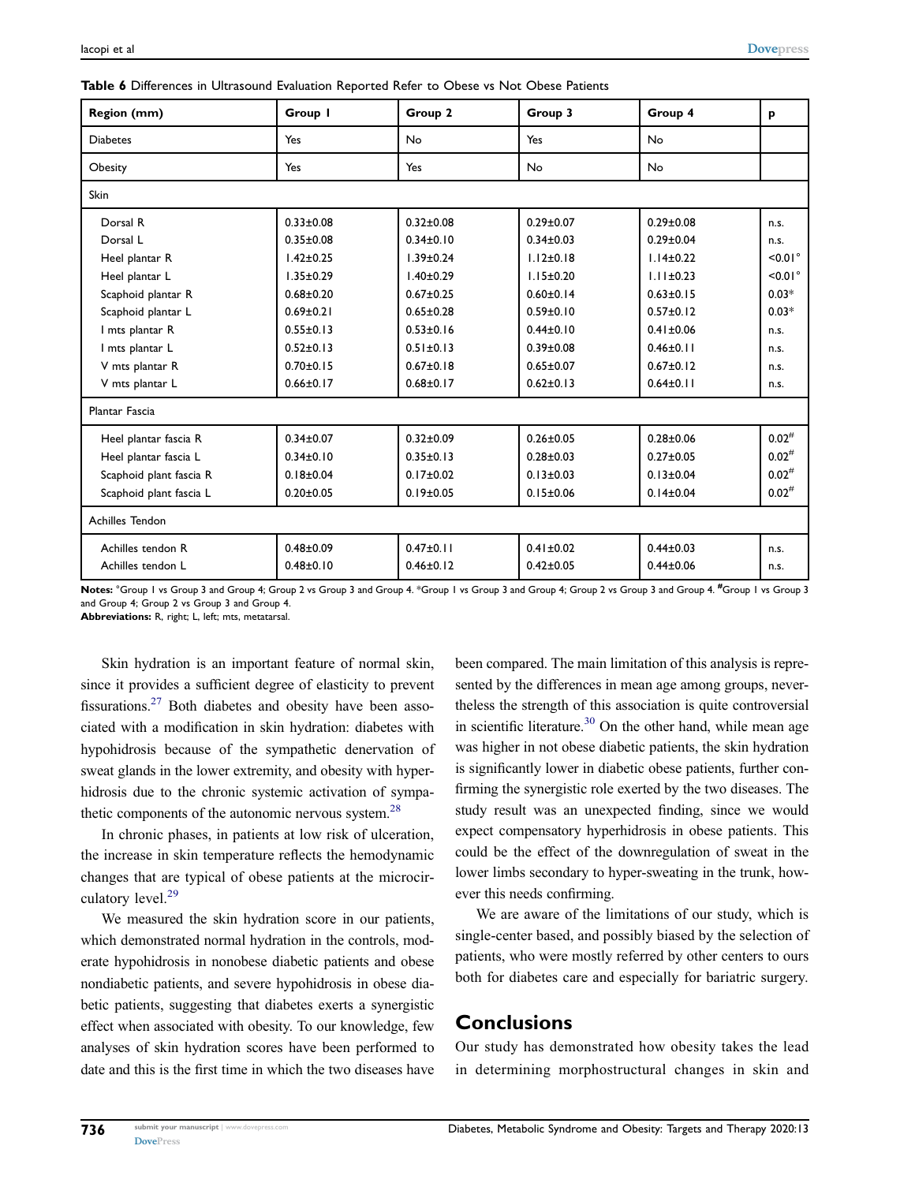**Table 6** Differences in Ultrasound Evaluation Reported Refer to Obese vs Not Obese Patients

| Region (mm) | Group 1 | Group 2 | Group 3 | Group 4 | p |
|---|---|---|---|---|---|
| Diabetes | Yes | No | Yes | No | |
| Obesity | Yes | Yes | No | No | |
| Skin | | | | | |
| Dorsal R | 0.33±0.08 | 0.32±0.08 | 0.29±0.07 | 0.29±0.08 | n.s. |
| Dorsal L | 0.35±0.08 | 0.34±0.10 | 0.34±0.03 | 0.29±0.04 | n.s. |
| Heel plantar R | 1.42±0.25 | 1.39±0.24 | 1.12±0.18 | 1.14±0.22 | <0.01° |
| Heel plantar L | 1.35±0.29 | 1.40±0.29 | 1.15±0.20 | 1.11±0.23 | <0.01° |
| Scaphoid plantar R | 0.68±0.20 | 0.67±0.25 | 0.60±0.14 | 0.63±0.15 | 0.03* |
| Scaphoid plantar L | 0.69±0.21 | 0.65±0.28 | 0.59±0.10 | 0.57±0.12 | 0.03* |
| I mts plantar R | 0.55±0.13 | 0.53±0.16 | 0.44±0.10 | 0.41±0.06 | n.s. |
| I mts plantar L | 0.52±0.13 | 0.51±0.13 | 0.39±0.08 | 0.46±0.11 | n.s. |
| V mts plantar R | 0.70±0.15 | 0.67±0.18 | 0.65±0.07 | 0.67±0.12 | n.s. |
| V mts plantar L | 0.66±0.17 | 0.68±0.17 | 0.62±0.13 | 0.64±0.11 | n.s. |
| Plantar Fascia | | | | | |
| Heel plantar fascia R | 0.34±0.07 | 0.32±0.09 | 0.26±0.05 | 0.28±0.06 | 0.02# |
| Heel plantar fascia L | 0.34±0.10 | 0.35±0.13 | 0.28±0.03 | 0.27±0.05 | 0.02# |
| Scaphoid plant fascia R | 0.18±0.04 | 0.17±0.02 | 0.13±0.03 | 0.13±0.04 | 0.02# |
| Scaphoid plant fascia L | 0.20±0.05 | 0.19±0.05 | 0.15±0.06 | 0.14±0.04 | 0.02# |
| Achilles Tendon | | | | | |
| Achilles tendon R | 0.48±0.09 | 0.47±0.11 | 0.41±0.02 | 0.44±0.03 | n.s. |
| Achilles tendon L | 0.48±0.10 | 0.46±0.12 | 0.42±0.05 | 0.44±0.06 | n.s. |

**Notes:** °Group 1 vs Group 3 and Group 4; Group 2 vs Group 3 and Group 4. *Group 1 vs Group 3 and Group 4; Group 2 vs Group 3 and Group 4. #Group 1 vs Group 3 and Group 4; Group 2 vs Group 3 and Group 4.

**Abbreviations:** R, right; L, left; mts, metatarsal.

Skin hydration is an important feature of normal skin, since it provides a sufficient degree of elasticity to prevent fissurations.[27] Both diabetes and obesity have been associated with a modification in skin hydration: diabetes with hypohidrosis because of the sympathetic denervation of sweat glands in the lower extremity, and obesity with hyperhidrosis due to the chronic systemic activation of sympathetic components of the autonomic nervous system.[28]

In chronic phases, in patients at low risk of ulceration, the increase in skin temperature reflects the hemodynamic changes that are typical of obese patients at the microcirculatory level.[29]

We measured the skin hydration score in our patients, which demonstrated normal hydration in the controls, moderate hypohidrosis in nonobese diabetic patients and obese nondiabetic patients, and severe hypohidrosis in obese diabetic patients, suggesting that diabetes exerts a synergistic effect when associated with obesity. To our knowledge, few analyses of skin hydration scores have been performed to date and this is the first time in which the two diseases have been compared. The main limitation of this analysis is represented by the differences in mean age among groups, nevertheless the strength of this association is quite controversial in scientific literature.[30] On the other hand, while mean age was higher in not obese diabetic patients, the skin hydration is significantly lower in diabetic obese patients, further confirming the synergistic role exerted by the two diseases. The study result was an unexpected finding, since we would expect compensatory hyperhidrosis in obese patients. This could be the effect of the downregulation of sweat in the lower limbs secondary to hyper-sweating in the trunk, however this needs confirming.

We are aware of the limitations of our study, which is single-center based, and possibly biased by the selection of patients, who were mostly referred by other centers to ours both for diabetes care and especially for bariatric surgery.

## Conclusions

Our study has demonstrated how obesity takes the lead in determining morphostructural changes in skin and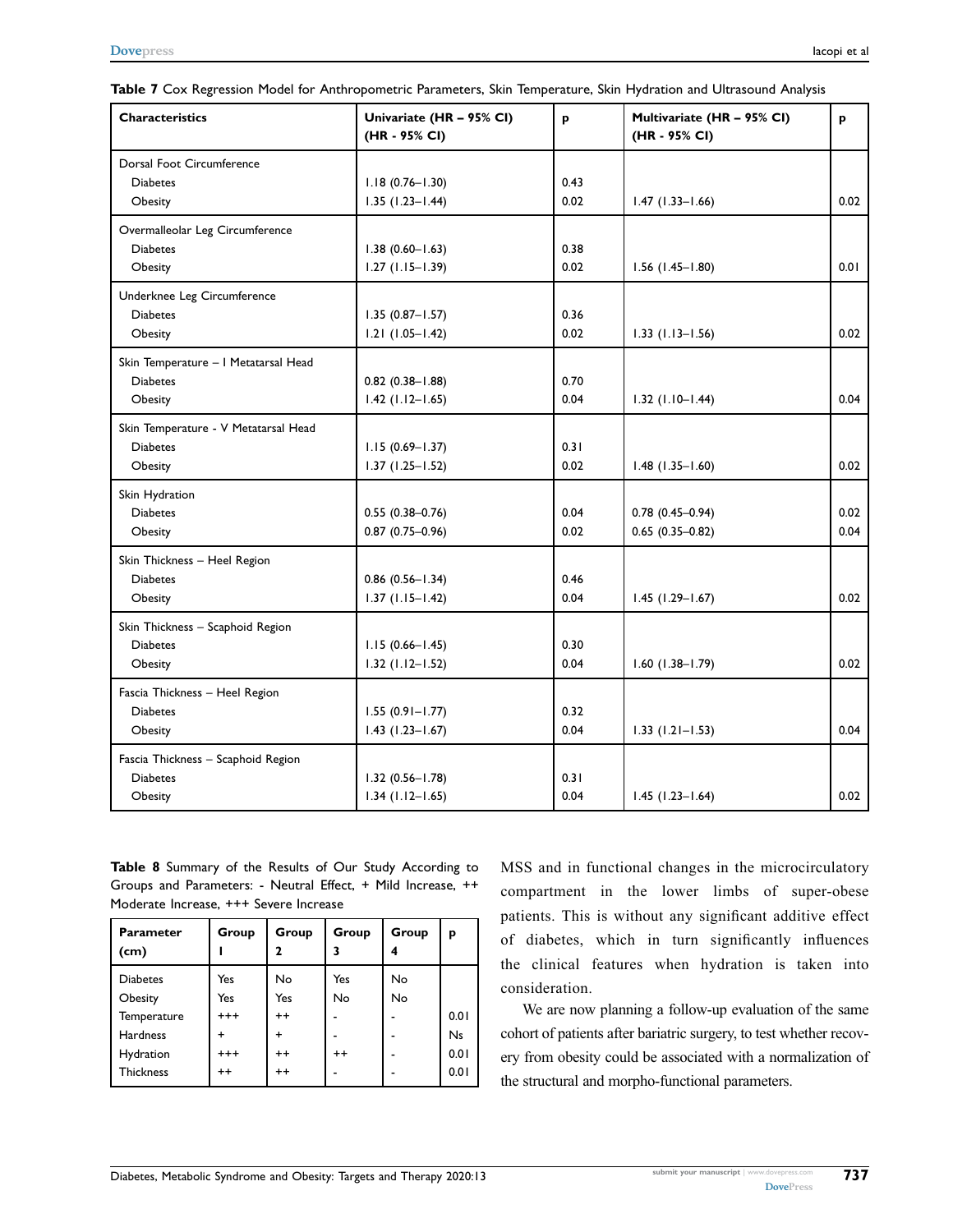**Table 7** Cox Regression Model for Anthropometric Parameters, Skin Temperature, Skin Hydration and Ultrasound Analysis

| Characteristics | Univariate (HR – 95% CI) (HR - 95% CI) | p | Multivariate (HR – 95% CI) (HR - 95% CI) | p |
|---|---|---|---|---|
| Dorsal Foot Circumference | | | | |
| Diabetes | 1.18 (0.76–1.30) | 0.43 | | |
| Obesity | 1.35 (1.23–1.44) | 0.02 | 1.47 (1.33–1.66) | 0.02 |
| Overmalleolar Leg Circumference | | | | |
| Diabetes | 1.38 (0.60–1.63) | 0.38 | | |
| Obesity | 1.27 (1.15–1.39) | 0.02 | 1.56 (1.45–1.80) | 0.01 |
| Underknee Leg Circumference | | | | |
| Diabetes | 1.35 (0.87–1.57) | 0.36 | | |
| Obesity | 1.21 (1.05–1.42) | 0.02 | 1.33 (1.13–1.56) | 0.02 |
| Skin Temperature – I Metatarsal Head | | | | |
| Diabetes | 0.82 (0.38–1.88) | 0.70 | | |
| Obesity | 1.42 (1.12–1.65) | 0.04 | 1.32 (1.10–1.44) | 0.04 |
| Skin Temperature - V Metatarsal Head | | | | |
| Diabetes | 1.15 (0.69–1.37) | 0.31 | | |
| Obesity | 1.37 (1.25–1.52) | 0.02 | 1.48 (1.35–1.60) | 0.02 |
| Skin Hydration | | | | |
| Diabetes | 0.55 (0.38–0.76) | 0.04 | 0.78 (0.45–0.94) | 0.02 |
| Obesity | 0.87 (0.75–0.96) | 0.02 | 0.65 (0.35–0.82) | 0.04 |
| Skin Thickness – Heel Region | | | | |
| Diabetes | 0.86 (0.56–1.34) | 0.46 | | |
| Obesity | 1.37 (1.15–1.42) | 0.04 | 1.45 (1.29–1.67) | 0.02 |
| Skin Thickness – Scaphoid Region | | | | |
| Diabetes | 1.15 (0.66–1.45) | 0.30 | | |
| Obesity | 1.32 (1.12–1.52) | 0.04 | 1.60 (1.38–1.79) | 0.02 |
| Fascia Thickness – Heel Region | | | | |
| Diabetes | 1.55 (0.91–1.77) | 0.32 | | |
| Obesity | 1.43 (1.23–1.67) | 0.04 | 1.33 (1.21–1.53) | 0.04 |
| Fascia Thickness – Scaphoid Region | | | | |
| Diabetes | 1.32 (0.56–1.78) | 0.31 | | |
| Obesity | 1.34 (1.12–1.65) | 0.04 | 1.45 (1.23–1.64) | 0.02 |

**Table 8** Summary of the Results of Our Study According to Groups and Parameters: - Neutral Effect, + Mild Increase, ++ Moderate Increase, +++ Severe Increase

| Parameter (cm) | Group 1 | Group 2 | Group 3 | Group 4 | p |
|---|---|---|---|---|---|
| Diabetes | Yes | No | Yes | No | |
| Obesity | Yes | Yes | No | No | |
| Temperature | +++ | ++ | - | - | 0.01 |
| Hardness | + | + | - | - | Ns |
| Hydration | +++ | ++ | ++ | - | 0.01 |
| Thickness | ++ | ++ | - | - | 0.01 |

MSS and in functional changes in the microcirculatory compartment in the lower limbs of super-obese patients. This is without any significant additive effect of diabetes, which in turn significantly influences the clinical features when hydration is taken into consideration.

We are now planning a follow-up evaluation of the same cohort of patients after bariatric surgery, to test whether recovery from obesity could be associated with a normalization of the structural and morpho-functional parameters.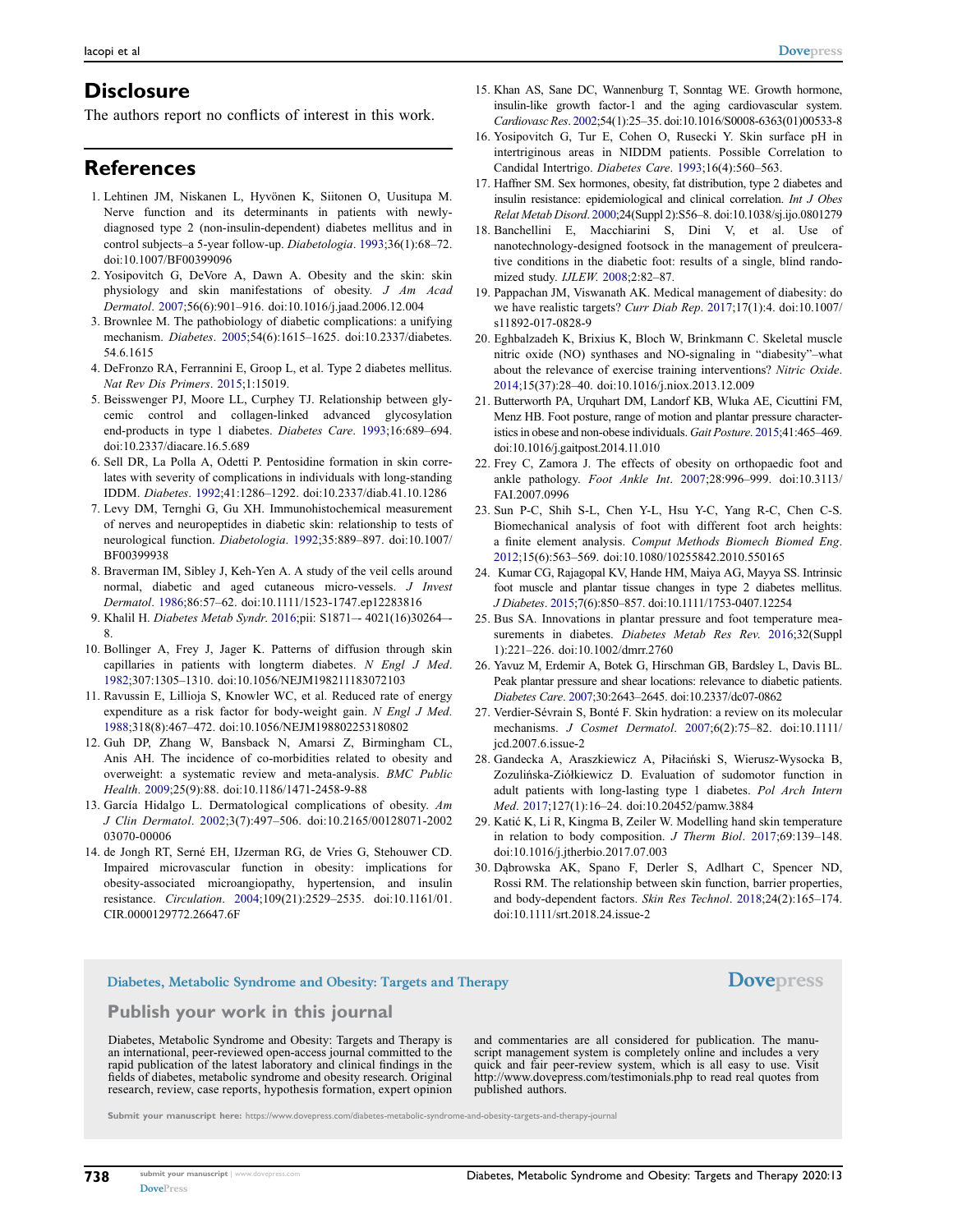## Disclosure

The authors report no conflicts of interest in this work.

## References

1. Lehtinen JM, Niskanen L, Hyvönen K, Siitonen O, Uusitupa M. Nerve function and its determinants in patients with newly-diagnosed type 2 (non-insulin-dependent) diabetes mellitus and in control subjects–a 5-year follow-up. *Diabetologia*. 1993;36(1):68–72. doi:10.1007/BF00399096
2. Yosipovitch G, DeVore A, Dawn A. Obesity and the skin: skin physiology and skin manifestations of obesity. *J Am Acad Dermatol*. 2007;56(6):901–916. doi:10.1016/j.jaad.2006.12.004
3. Brownlee M. The pathobiology of diabetic complications: a unifying mechanism. *Diabetes*. 2005;54(6):1615–1625. doi:10.2337/diabetes.54.6.1615
4. DeFronzo RA, Ferrannini E, Groop L, et al. Type 2 diabetes mellitus. *Nat Rev Dis Primers*. 2015;1:15019.
5. Beisswenger PJ, Moore LL, Curphey TJ. Relationship between glycemic control and collagen-linked advanced glycosylation end-products in type 1 diabetes. *Diabetes Care*. 1993;16:689–694. doi:10.2337/diacare.16.5.689
6. Sell DR, La Polla A, Odetti P. Pentosidine formation in skin correlates with severity of complications in individuals with long-standing IDDM. *Diabetes*. 1992;41:1286–1292. doi:10.2337/diab.41.10.1286
7. Levy DM, Ternghi G, Gu XH. Immunohistochemical measurement of nerves and neuropeptides in diabetic skin: relationship to tests of neurological function. *Diabetologia*. 1992;35:889–897. doi:10.1007/BF00399938
8. Braverman IM, Sibley J, Keh-Yen A. A study of the veil cells around normal, diabetic and aged cutaneous micro-vessels. *J Invest Dermatol*. 1986;86:57–62. doi:10.1111/1523-1747.ep12283816
9. Khalil H. *Diabetes Metab Syndr*. 2016;pii: S1871–- 4021(16)30264–-8.
10. Bollinger A, Frey J, Jager K. Patterns of diffusion through skin capillaries in patients with longterm diabetes. *N Engl J Med*. 1982;307:1305–1310. doi:10.1056/NEJM198211183072103
11. Ravussin E, Lillioja S, Knowler WC, et al. Reduced rate of energy expenditure as a risk factor for body-weight gain. *N Engl J Med*. 1988;318(8):467–472. doi:10.1056/NEJM198802253180802
12. Guh DP, Zhang W, Bansback N, Amarsi Z, Birmingham CL, Anis AH. The incidence of co-morbidities related to obesity and overweight: a systematic review and meta-analysis. *BMC Public Health*. 2009;25(9):88. doi:10.1186/1471-2458-9-88
13. García Hidalgo L. Dermatological complications of obesity. *Am J Clin Dermatol*. 2002;3(7):497–506. doi:10.2165/00128071-200203070-00006
14. de Jongh RT, Serné EH, IJzerman RG, de Vries G, Stehouwer CD. Impaired microvascular function in obesity: implications for obesity-associated microangiopathy, hypertension, and insulin resistance. *Circulation*. 2004;109(21):2529–2535. doi:10.1161/01.CIR.0000129772.26647.6F
15. Khan AS, Sane DC, Wannenburg T, Sonntag WE. Growth hormone, insulin-like growth factor-1 and the aging cardiovascular system. *Cardiovasc Res*. 2002;54(1):25–35. doi:10.1016/S0008-6363(01)00533-8
16. Yosipovitch G, Tur E, Cohen O, Rusecki Y. Skin surface pH in intertriginous areas in NIDDM patients. Possible Correlation to Candidal Intertrigo. *Diabetes Care*. 1993;16(4):560–563.
17. Haffner SM. Sex hormones, obesity, fat distribution, type 2 diabetes and insulin resistance: epidemiological and clinical correlation. *Int J Obes Relat Metab Disord*. 2000;24(Suppl 2):S56–8. doi:10.1038/sj.ijo.0801279
18. Banchellini E, Macchiarini S, Dini V, et al. Use of nanotechnology-designed footsock in the management of preulcerative conditions in the diabetic foot: results of a single, blind randomized study. *IJLEW*. 2008;2:82–87.
19. Pappachan JM, Viswanath AK. Medical management of diabesity: do we have realistic targets? *Curr Diab Rep*. 2017;17(1):4. doi:10.1007/s11892-017-0828-9
20. Eghbalzadeh K, Brixius K, Bloch W, Brinkmann C. Skeletal muscle nitric oxide (NO) synthases and NO-signaling in "diabesity"–what about the relevance of exercise training interventions? *Nitric Oxide*. 2014;15(37):28–40. doi:10.1016/j.niox.2013.12.009
21. Butterworth PA, Urquhart DM, Landorf KB, Wluka AE, Cicuttini FM, Menz HB. Foot posture, range of motion and plantar pressure characteristics in obese and non-obese individuals. *Gait Posture*. 2015;41:465–469. doi:10.1016/j.gaitpost.2014.11.010
22. Frey C, Zamora J. The effects of obesity on orthopaedic foot and ankle pathology. *Foot Ankle Int*. 2007;28:996–999. doi:10.3113/FAI.2007.0996
23. Sun P-C, Shih S-L, Chen Y-L, Hsu Y-C, Yang R-C, Chen C-S. Biomechanical analysis of foot with different foot arch heights: a finite element analysis. *Comput Methods Biomech Biomed Eng*. 2012;15(6):563–569. doi:10.1080/10255842.2010.550165
24. Kumar CG, Rajagopal KV, Hande HM, Maiya AG, Mayya SS. Intrinsic foot muscle and plantar tissue changes in type 2 diabetes mellitus. *J Diabetes*. 2015;7(6):850–857. doi:10.1111/1753-0407.12254
25. Bus SA. Innovations in plantar pressure and foot temperature measurements in diabetes. *Diabetes Metab Res Rev*. 2016;32(Suppl 1):221–226. doi:10.1002/dmrr.2760
26. Yavuz M, Erdemir A, Botek G, Hirschman GB, Bardsley L, Davis BL. Peak plantar pressure and shear locations: relevance to diabetic patients. *Diabetes Care*. 2007;30:2643–2645. doi:10.2337/dc07-0862
27. Verdier-Sévrain S, Bonté F. Skin hydration: a review on its molecular mechanisms. *J Cosmet Dermatol*. 2007;6(2):75–82. doi:10.1111/jcd.2007.6.issue-2
28. Gandecka A, Araszkiewicz A, Piłaciński S, Wierusz-Wysocka B, Zozulińska-Ziółkiewicz D. Evaluation of sudomotor function in adult patients with long-lasting type 1 diabetes. *Pol Arch Intern Med*. 2017;127(1):16–24. doi:10.20452/pamw.3884
29. Katić K, Li R, Kingma B, Zeiler W. Modelling hand skin temperature in relation to body composition. *J Therm Biol*. 2017;69:139–148. doi:10.1016/j.jtherbio.2017.07.003
30. Dąbrowska AK, Spano F, Derler S, Adlhart C, Spencer ND, Rossi RM. The relationship between skin function, barrier properties, and body-dependent factors. *Skin Res Technol*. 2018;24(2):165–174. doi:10.1111/srt.2018.24.issue-2

**Diabetes, Metabolic Syndrome and Obesity: Targets and Therapy**

**Publish your work in this journal**

Diabetes, Metabolic Syndrome and Obesity: Targets and Therapy is an international, peer-reviewed open-access journal committed to the rapid publication of the latest laboratory and clinical findings in the fields of diabetes, metabolic syndrome and obesity research. Original research, review, case reports, hypothesis formation, expert opinion and commentaries are all considered for publication. The manuscript management system is completely online and includes a very quick and fair peer-review system, which is all easy to use. Visit http://www.dovepress.com/testimonials.php to read real quotes from published authors.

**Submit your manuscript here:** https://www.dovepress.com/diabetes-metabolic-syndrome-and-obesity-targets-and-therapy-journal